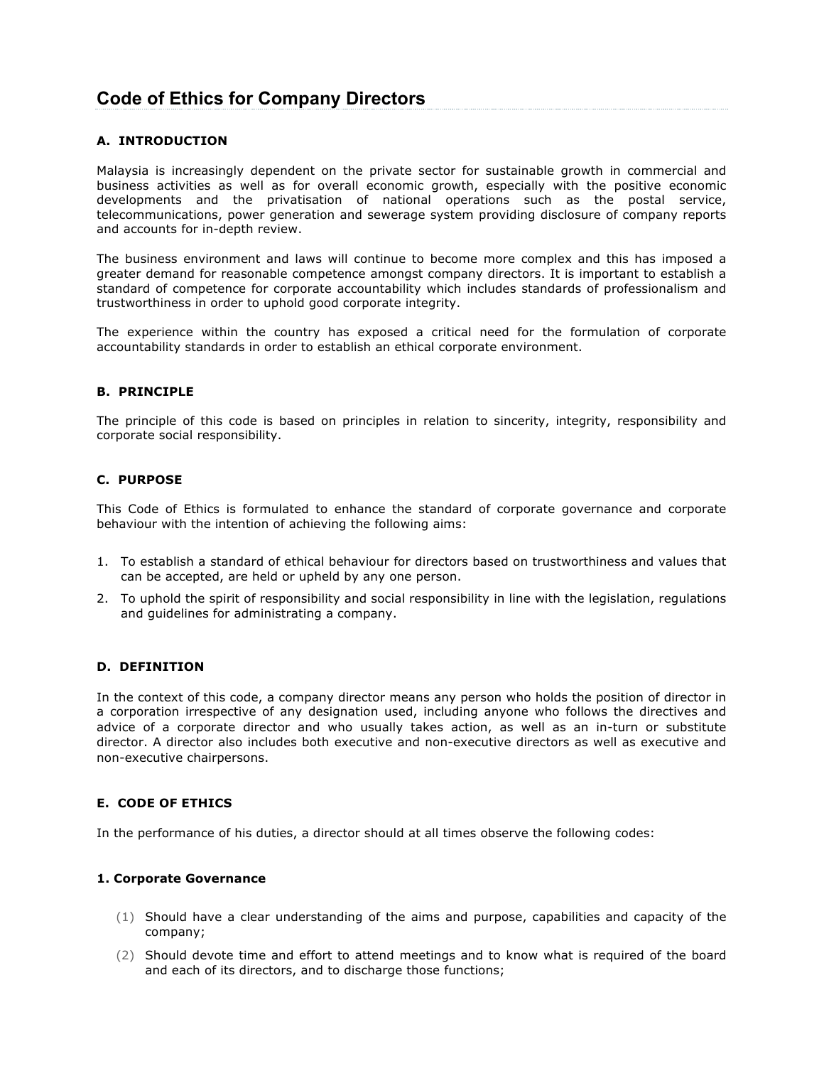# Code of Ethics for Company Directors

## A. INTRODUCTION

Malaysia is increasingly dependent on the private sector for sustainable growth in commercial and business activities as well as for overall economic growth, especially with the positive economic developments and the privatisation of national operations such as the postal service, telecommunications, power generation and sewerage system providing disclosure of company reports and accounts for in-depth review.

The business environment and laws will continue to become more complex and this has imposed a greater demand for reasonable competence amongst company directors. It is important to establish a standard of competence for corporate accountability which includes standards of professionalism and trustworthiness in order to uphold good corporate integrity.

The experience within the country has exposed a critical need for the formulation of corporate accountability standards in order to establish an ethical corporate environment.

## B. PRINCIPLE

The principle of this code is based on principles in relation to sincerity, integrity, responsibility and corporate social responsibility.

## C. PURPOSE

This Code of Ethics is formulated to enhance the standard of corporate governance and corporate behaviour with the intention of achieving the following aims:

1. To establish a standard of ethical behaviour for directors based on trustworthiness and values that can be accepted, are held or upheld by any one person.
2. To uphold the spirit of responsibility and social responsibility in line with the legislation, regulations and guidelines for administrating a company.

## D. DEFINITION

In the context of this code, a company director means any person who holds the position of director in a corporation irrespective of any designation used, including anyone who follows the directives and advice of a corporate director and who usually takes action, as well as an in-turn or substitute director. A director also includes both executive and non-executive directors as well as executive and non-executive chairpersons.

## E. CODE OF ETHICS

In the performance of his duties, a director should at all times observe the following codes:

### 1. Corporate Governance

(1) Should have a clear understanding of the aims and purpose, capabilities and capacity of the company;

(2) Should devote time and effort to attend meetings and to know what is required of the board and each of its directors, and to discharge those functions;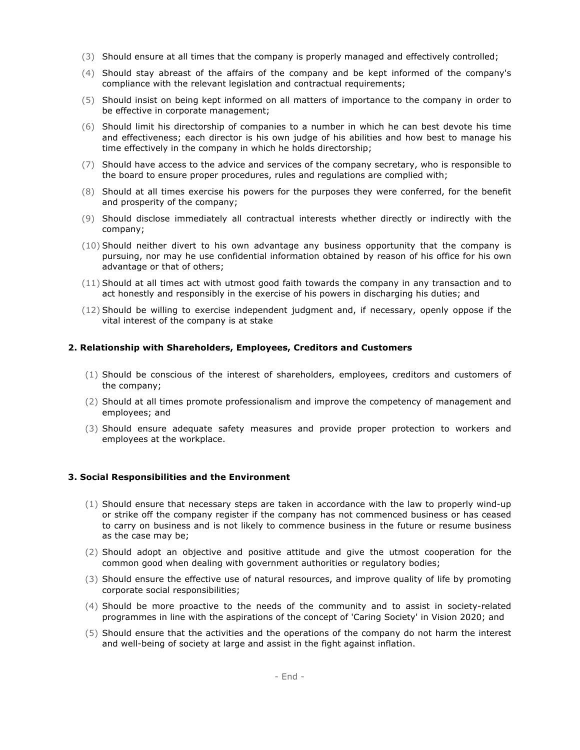(3) Should ensure at all times that the company is properly managed and effectively controlled;

(4) Should stay abreast of the affairs of the company and be kept informed of the company's compliance with the relevant legislation and contractual requirements;

(5) Should insist on being kept informed on all matters of importance to the company in order to be effective in corporate management;

(6) Should limit his directorship of companies to a number in which he can best devote his time and effectiveness; each director is his own judge of his abilities and how best to manage his time effectively in the company in which he holds directorship;

(7) Should have access to the advice and services of the company secretary, who is responsible to the board to ensure proper procedures, rules and regulations are complied with;

(8) Should at all times exercise his powers for the purposes they were conferred, for the benefit and prosperity of the company;

(9) Should disclose immediately all contractual interests whether directly or indirectly with the company;

(10) Should neither divert to his own advantage any business opportunity that the company is pursuing, nor may he use confidential information obtained by reason of his office for his own advantage or that of others;

(11) Should at all times act with utmost good faith towards the company in any transaction and to act honestly and responsibly in the exercise of his powers in discharging his duties; and

(12) Should be willing to exercise independent judgment and, if necessary, openly oppose if the vital interest of the company is at stake

**2. Relationship with Shareholders, Employees, Creditors and Customers**

(1) Should be conscious of the interest of shareholders, employees, creditors and customers of the company;

(2) Should at all times promote professionalism and improve the competency of management and employees; and

(3) Should ensure adequate safety measures and provide proper protection to workers and employees at the workplace.

**3. Social Responsibilities and the Environment**

(1) Should ensure that necessary steps are taken in accordance with the law to properly wind-up or strike off the company register if the company has not commenced business or has ceased to carry on business and is not likely to commence business in the future or resume business as the case may be;

(2) Should adopt an objective and positive attitude and give the utmost cooperation for the common good when dealing with government authorities or regulatory bodies;

(3) Should ensure the effective use of natural resources, and improve quality of life by promoting corporate social responsibilities;

(4) Should be more proactive to the needs of the community and to assist in society-related programmes in line with the aspirations of the concept of 'Caring Society' in Vision 2020; and

(5) Should ensure that the activities and the operations of the company do not harm the interest and well-being of society at large and assist in the fight against inflation.

- End -